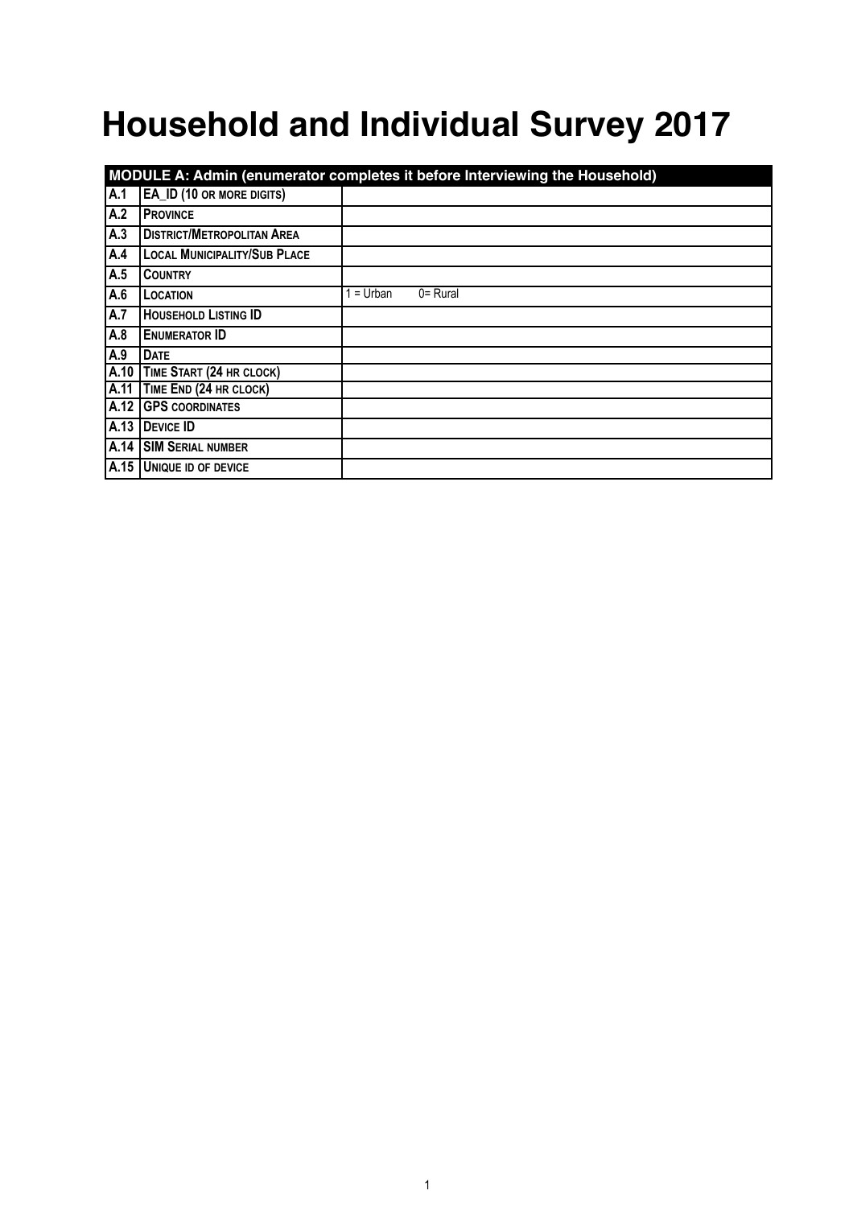# Household and Individual Survey 2017

| MODULE A: Admin (enumerator completes it before Interviewing the Household) | | |
|---|---|---|
| A.1 | EA_ID (10 OR MORE DIGITS) | |
| A.2 | PROVINCE | |
| A.3 | DISTRICT/METROPOLITAN AREA | |
| A.4 | LOCAL MUNICIPALITY/SUB PLACE | |
| A.5 | COUNTRY | |
| A.6 | LOCATION | 1 = Urban 0= Rural |
| A.7 | HOUSEHOLD LISTING ID | |
| A.8 | ENUMERATOR ID | |
| A.9 | DATE | |
| A.10 | TIME START (24 HR CLOCK) | |
| A.11 | TIME END (24 HR CLOCK) | |
| A.12 | GPS COORDINATES | |
| A.13 | DEVICE ID | |
| A.14 | SIM SERIAL NUMBER | |
| A.15 | UNIQUE ID OF DEVICE | |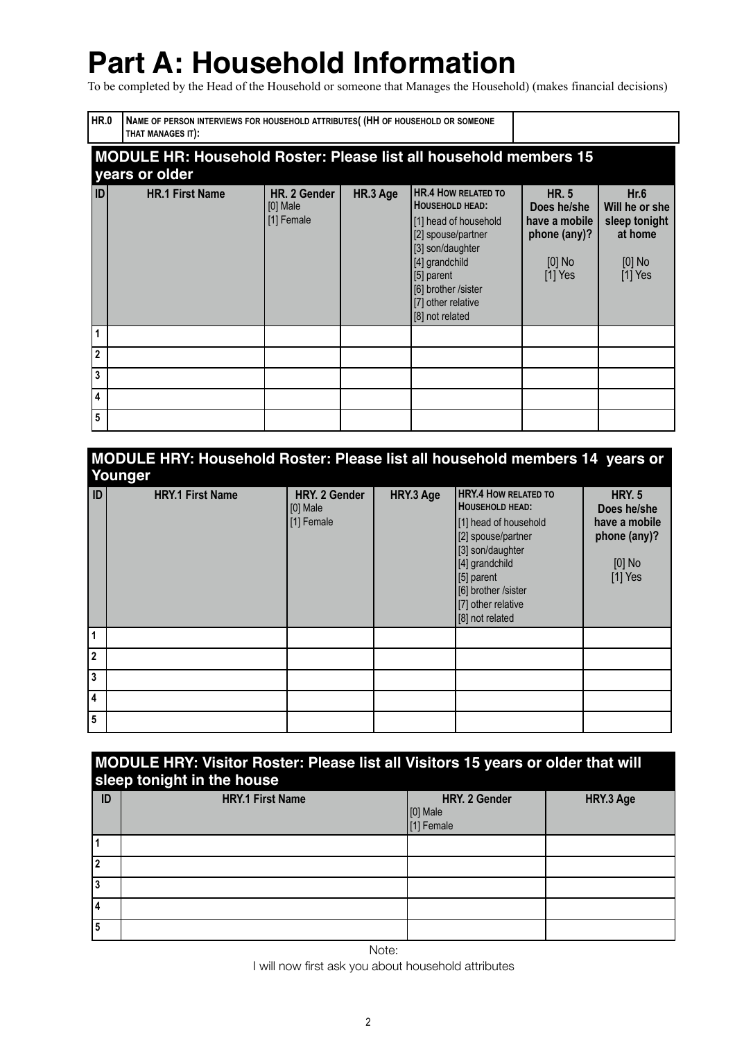# Part A: Household Information

To be completed by the Head of the Household or someone that Manages the Household) (makes financial decisions)

| HR.0 | NAME OF PERSON INTERVIEWS FOR HOUSEHOLD ATTRIBUTES( (HH OF HOUSEHOLD OR SOMEONE THAT MANAGES IT): | |
|---|---|---|

## MODULE HR: Household Roster: Please list all household members 15 years or older

| ID | HR.1 First Name | HR. 2 Gender [0] Male [1] Female | HR.3 Age | HR.4 HOW RELATED TO HOUSEHOLD HEAD: [1] head of household [2] spouse/partner [3] son/daughter [4] grandchild [5] parent [6] brother /sister [7] other relative [8] not related | HR. 5 Does he/she have a mobile phone (any)? [0] No [1] Yes | Hr.6 Will he or she sleep tonight at home [0] No [1] Yes |
|---|---|---|---|---|---|---|
| 1 | | | | | | |
| 2 | | | | | | |
| 3 | | | | | | |
| 4 | | | | | | |
| 5 | | | | | | |

## MODULE HRY: Household Roster: Please list all household members 14 years or Younger

| ID | HRY.1 First Name | HRY. 2 Gender [0] Male [1] Female | HRY.3 Age | HRY.4 HOW RELATED TO HOUSEHOLD HEAD: [1] head of household [2] spouse/partner [3] son/daughter [4] grandchild [5] parent [6] brother /sister [7] other relative [8] not related | HRY. 5 Does he/she have a mobile phone (any)? [0] No [1] Yes |
|---|---|---|---|---|---|
| 1 | | | | | |
| 2 | | | | | |
| 3 | | | | | |
| 4 | | | | | |
| 5 | | | | | |

## MODULE HRY: Visitor Roster: Please list all Visitors 15 years or older that will sleep tonight in the house

| ID | HRY.1 First Name | HRY. 2 Gender [0] Male [1] Female | HRY.3 Age |
|---|---|---|---|
| 1 | | | |
| 2 | | | |
| 3 | | | |
| 4 | | | |
| 5 | | | |

Note:

I will now first ask you about household attributes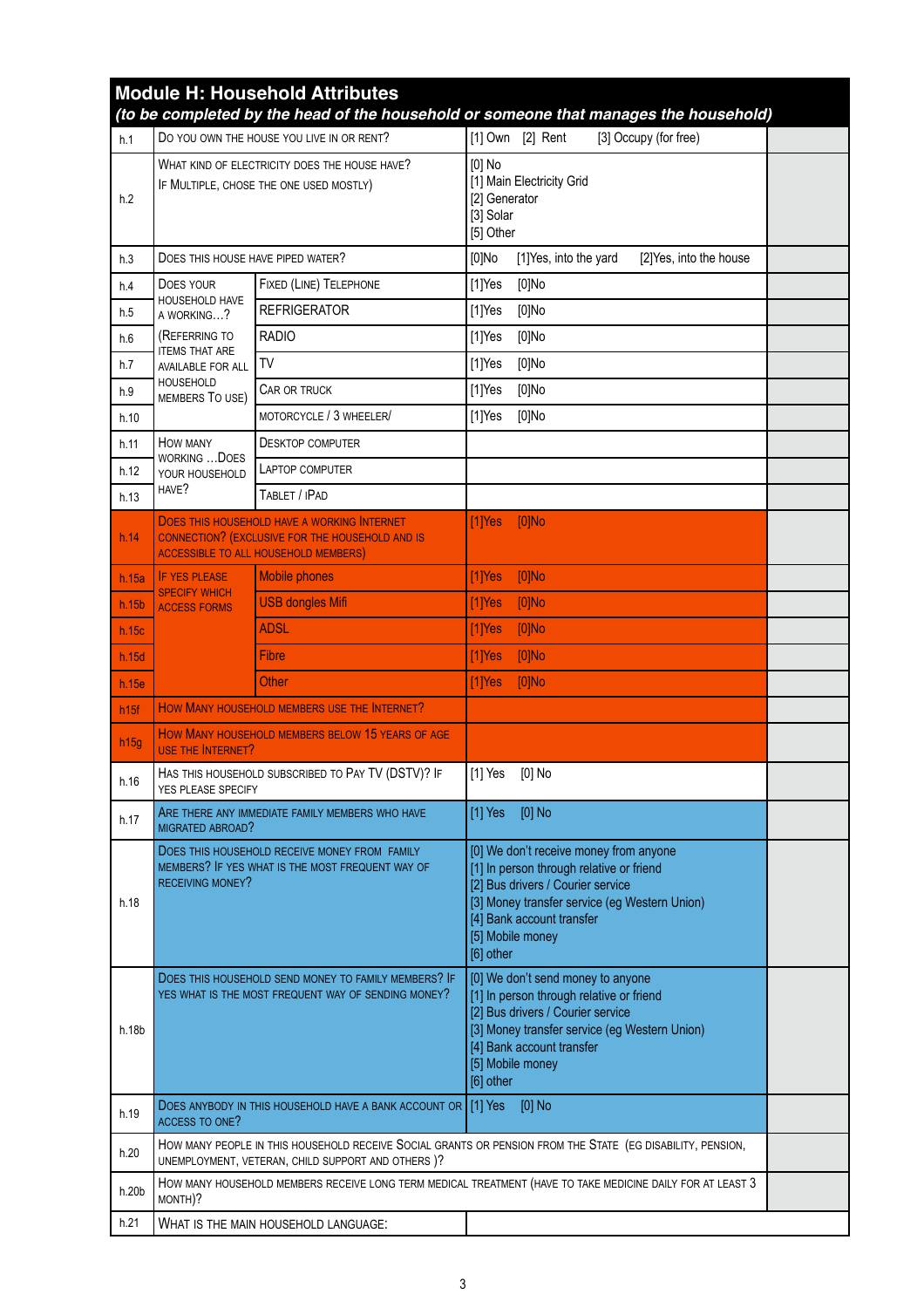## Module H: Household Attributes

*(to be completed by the head of the household or someone that manages the household)*

| | | | | |
|---|---|---|---|---|
| h.1 | Do you own the house you live in or rent? | | [1] Own [2] Rent [3] Occupy (for free) | |
| h.2 | What kind of electricity does the house have? If multiple, chose the one used mostly) | | [0] No<br>[1] Main Electricity Grid<br>[2] Generator<br>[3] Solar<br>[5] Other | |
| h.3 | Does this house have piped water? | | [0]No [1]Yes, into the yard [2]Yes, into the house | |
| h.4 | Does your household have a working…? (Referring to items that are available for all household members to use) | Fixed (line) telephone | [1]Yes [0]No | |
| h.5 | | Refrigerator | [1]Yes [0]No | |
| h.6 | | Radio | [1]Yes [0]No | |
| h.7 | | TV | [1]Yes [0]No | |
| h.9 | | Car or truck | [1]Yes [0]No | |
| h.10 | | Motorcycle / 3 wheeler/ | [1]Yes [0]No | |
| h.11 | How many working …does your household have? | Desktop computer | | |
| h.12 | | Laptop computer | | |
| h.13 | | Tablet / iPad | | |
| h.14 | Does this household have a working Internet connection? (exclusive for the household and is accessible to all household members) | | [1]Yes [0]No | |
| h.15a | If yes please specify which access forms | Mobile phones | [1]Yes [0]No | |
| h.15b | | USB dongles Mifi | [1]Yes [0]No | |
| h.15c | | ADSL | [1]Yes [0]No | |
| h.15d | | Fibre | [1]Yes [0]No | |
| h.15e | | Other | [1]Yes [0]No | |
| h15f | How many household members use the Internet? | | | |
| h15g | How many household members below 15 years of age use the Internet? | | | |
| h.16 | Has this household subscribed to Pay TV (DSTV)? If yes please specify | | [1] Yes [0] No | |
| h.17 | Are there any immediate family members who have migrated abroad? | | [1] Yes [0] No | |
| h.18 | Does this household receive money from family members? If yes what is the most frequent way of receiving money? | | [0] We don't receive money from anyone<br>[1] In person through relative or friend<br>[2] Bus drivers / Courier service<br>[3] Money transfer service (eg Western Union)<br>[4] Bank account transfer<br>[5] Mobile money<br>[6] other | |
| h.18b | Does this household send money to family members? If yes what is the most frequent way of sending money? | | [0] We don't send money to anyone<br>[1] In person through relative or friend<br>[2] Bus drivers / Courier service<br>[3] Money transfer service (eg Western Union)<br>[4] Bank account transfer<br>[5] Mobile money<br>[6] other | |
| h.19 | Does anybody in this household have a bank account or access to one? | | [1] Yes [0] No | |
| h.20 | How many people in this household receive Social grants or pension from the State (eg disability, pension, unemployment, veteran, child support and others)? | | | |
| h.20b | How many household members receive long term medical treatment (have to take medicine daily for at least 3 month)? | | | |
| h.21 | What is the main household language: | | | |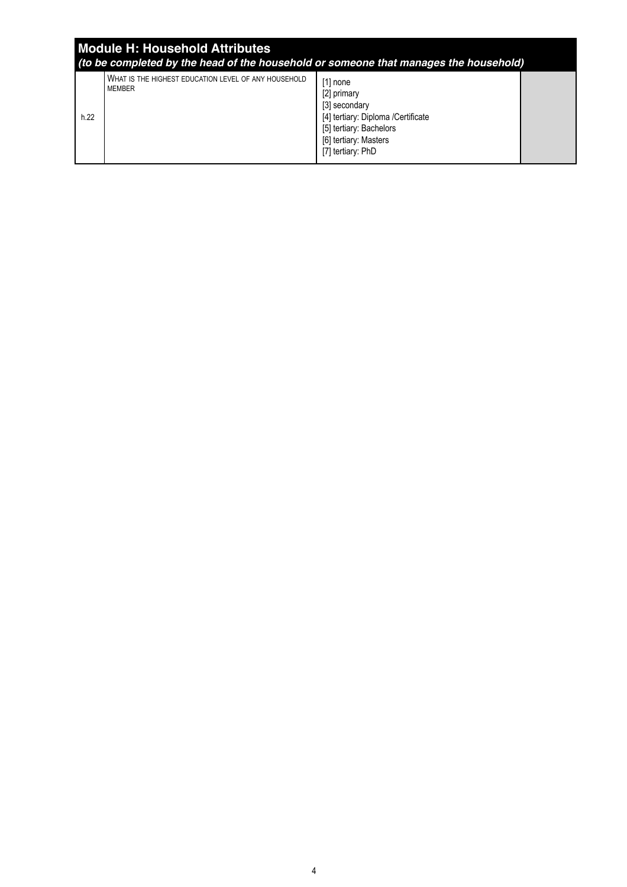## Module H: Household Attributes

***(to be completed by the head of the household or someone that manages the household)***

| | | | |
|---|---|---|---|
| h.22 | WHAT IS THE HIGHEST EDUCATION LEVEL OF ANY HOUSEHOLD MEMBER | [1] none<br>[2] primary<br>[3] secondary<br>[4] tertiary: Diploma /Certificate<br>[5] tertiary: Bachelors<br>[6] tertiary: Masters<br>[7] tertiary: PhD | |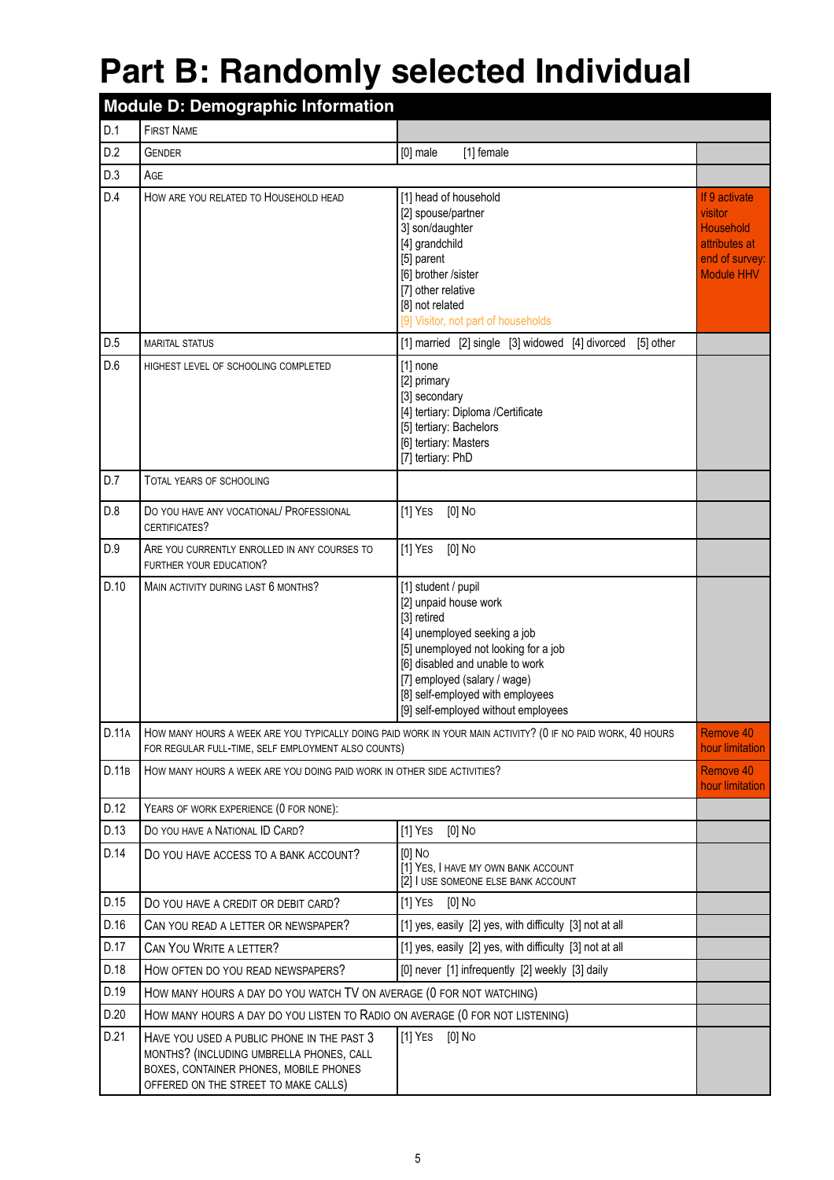# Part B: Randomly selected Individual

| Module D: Demographic Information | | | |
|---|---|---|---|
| D.1 | First Name | | |
| D.2 | Gender | [0] male [1] female | |
| D.3 | Age | | |
| D.4 | How are you related to Household head | [1] head of household<br>[2] spouse/partner<br>3] son/daughter<br>[4] grandchild<br>[5] parent<br>[6] brother /sister<br>[7] other relative<br>[8] not related<br>[9] Visitor, not part of households | If 9 activate visitor Household attributes at end of survey: Module HHV |
| D.5 | Marital status | [1] married [2] single [3] widowed [4] divorced [5] other | |
| D.6 | Highest level of schooling completed | [1] none<br>[2] primary<br>[3] secondary<br>[4] tertiary: Diploma /Certificate<br>[5] tertiary: Bachelors<br>[6] tertiary: Masters<br>[7] tertiary: PhD | |
| D.7 | Total years of schooling | | |
| D.8 | Do you have any vocational/ Professional certificates? | [1] Yes [0] No | |
| D.9 | Are you currently enrolled in any courses to further your education? | [1] Yes [0] No | |
| D.10 | Main activity during last 6 months? | [1] student / pupil<br>[2] unpaid house work<br>[3] retired<br>[4] unemployed seeking a job<br>[5] unemployed not looking for a job<br>[6] disabled and unable to work<br>[7] employed (salary / wage)<br>[8] self-employed with employees<br>[9] self-employed without employees | |
| D.11a | How many hours a week are you typically doing paid work in your main activity? (0 if no paid work, 40 hours for regular full-time, self employment also counts) | | Remove 40 hour limitation |
| D.11b | How many hours a week are you doing paid work in other side activities? | | Remove 40 hour limitation |
| D.12 | Years of work experience (0 for none): | | |
| D.13 | Do you have a National ID Card? | [1] Yes [0] No | |
| D.14 | Do you have access to a bank account? | [0] No<br>[1] Yes, I have my own bank account<br>[2] I use someone else bank account | |
| D.15 | Do you have a credit or debit card? | [1] Yes [0] No | |
| D.16 | Can you read a letter or newspaper? | [1] yes, easily [2] yes, with difficulty [3] not at all | |
| D.17 | Can You Write a letter? | [1] yes, easily [2] yes, with difficulty [3] not at all | |
| D.18 | How often do you read newspapers? | [0] never [1] infrequently [2] weekly [3] daily | |
| D.19 | How many hours a day do you watch TV on average (0 for not watching) | | |
| D.20 | How many hours a day do you listen to Radio on average (0 for not listening) | | |
| D.21 | Have you used a public phone in the past 3 months? (including umbrella phones, call boxes, container phones, mobile phones offered on the street to make calls) | [1] Yes [0] No | |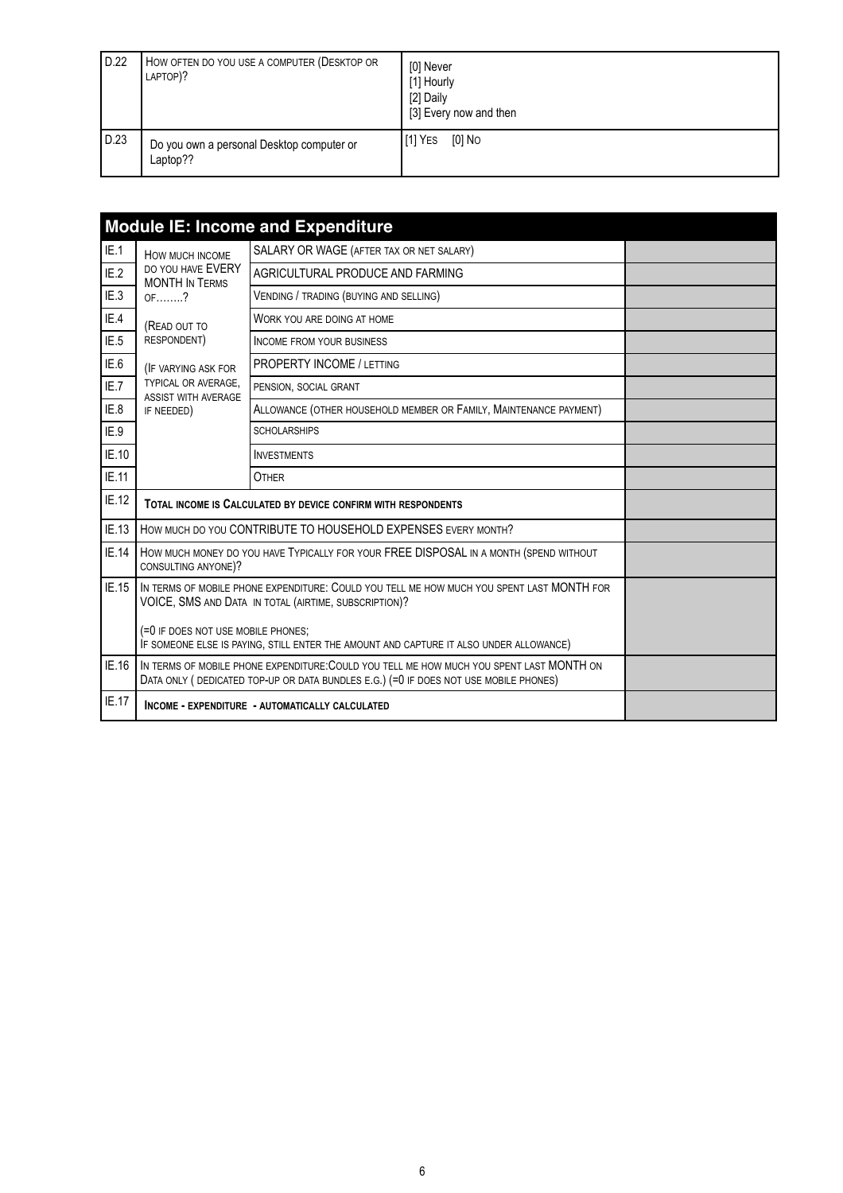| D.22 | How often do you use a computer (Desktop or laptop)? | [0] Never<br>[1] Hourly<br>[2] Daily<br>[3] Every now and then |
|---|---|---|
| D.23 | Do you own a personal Desktop computer or Laptop?? | [1] Yes [0] No |

## Module IE: Income and Expenditure

| | | | |
|---|---|---|---|
| IE.1 | How much income do you have EVERY MONTH In Terms of........?<br><br>(Read out to respondent)<br><br>(If varying ask for typical or average, assist with average if needed) | SALARY OR WAGE (after tax or net salary) | |
| IE.2 | | AGRICULTURAL PRODUCE AND FARMING | |
| IE.3 | | Vending / trading (buying and selling) | |
| IE.4 | | Work you are doing at home | |
| IE.5 | | Income from your business | |
| IE.6 | | PROPERTY INCOME / letting | |
| IE.7 | | pension, social grant | |
| IE.8 | | Allowance (other household member or Family, Maintenance payment) | |
| IE.9 | | scholarships | |
| IE.10 | | Investments | |
| IE.11 | | Other | |
| IE.12 | **Total income is Calculated by device confirm with respondents** | | |
| IE.13 | How much do you CONTRIBUTE TO HOUSEHOLD EXPENSES every month? | | |
| IE.14 | How much money do you have Typically for your FREE DISPOSAL in a month (spend without consulting anyone)? | | |
| IE.15 | In terms of mobile phone expenditure: Could you tell me how much you spent last MONTH for VOICE, SMS and Data in total (airtime, subscription)?<br><br>(=0 if does not use mobile phones;<br>If someone else is paying, still enter the amount and capture it also under allowance) | | |
| IE.16 | In terms of mobile phone expenditure:Could you tell me how much you spent last MONTH on Data only ( dedicated top-up or data bundles e.g.) (=0 if does not use mobile phones) | | |
| IE.17 | **Income - expenditure - automatically calculated** | | |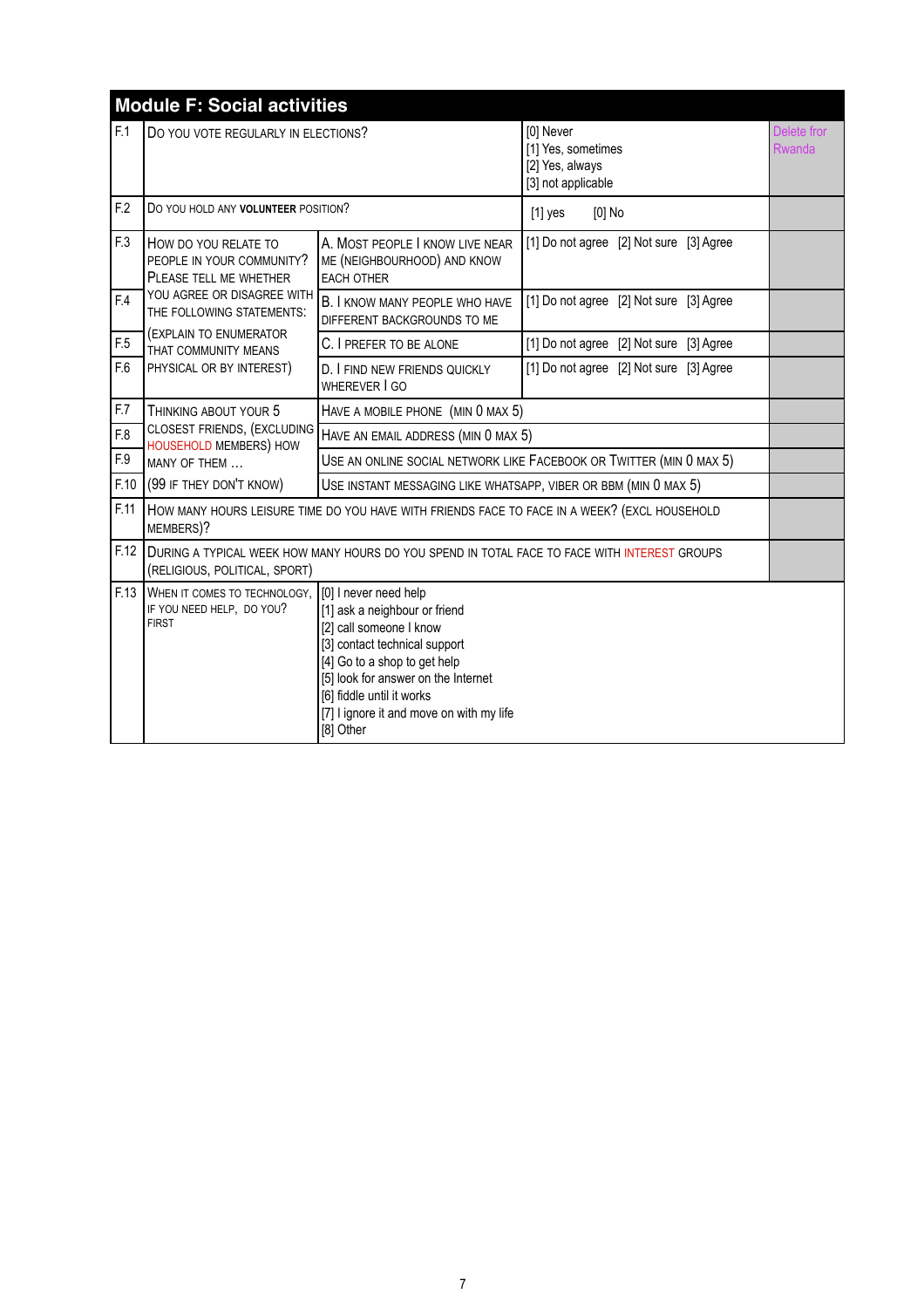## Module F: Social activities

| | | | | |
|---|---|---|---|---|
| F.1 | Do you vote regularly in elections? | | [0] Never<br>[1] Yes, sometimes<br>[2] Yes, always<br>[3] not applicable | Delete fror Rwanda |
| F.2 | Do you hold any **volunteer** position? | | [1] yes [0] No | |
| F.3 | How do you relate to people in your community? Please tell me whether you agree or disagree with the following statements: (explain to enumerator that community means physical or by interest) | A. Most people I know live near me (neighbourhood) and know each other | [1] Do not agree [2] Not sure [3] Agree | |
| F.4 | | B. I know many people who have different backgrounds to me | [1] Do not agree [2] Not sure [3] Agree | |
| F.5 | | C. I prefer to be alone | [1] Do not agree [2] Not sure [3] Agree | |
| F.6 | | D. I find new friends quickly wherever I go | [1] Do not agree [2] Not sure [3] Agree | |
| F.7 | Thinking about your 5 closest friends, (excluding household members) how many of them … (99 if they don't know) | Have a mobile phone (min 0 max 5) | | |
| F.8 | | Have an email address (min 0 max 5) | | |
| F.9 | | Use an online social network like Facebook or Twitter (min 0 max 5) | | |
| F.10 | | Use instant messaging like WhatsApp, Viber or BBM (min 0 max 5) | | |
| F.11 | How many hours leisure time do you have with friends face to face in a week? (excl household members)? | | | |
| F.12 | During a typical week how many hours do you spend in total face to face with interest groups (religious, political, sport) | | | |
| F.13 | When it comes to technology, if you need help, do you? first | [0] I never need help<br>[1] ask a neighbour or friend<br>[2] call someone I know<br>[3] contact technical support<br>[4] Go to a shop to get help<br>[5] look for answer on the Internet<br>[6] fiddle until it works<br>[7] I ignore it and move on with my life<br>[8] Other | | |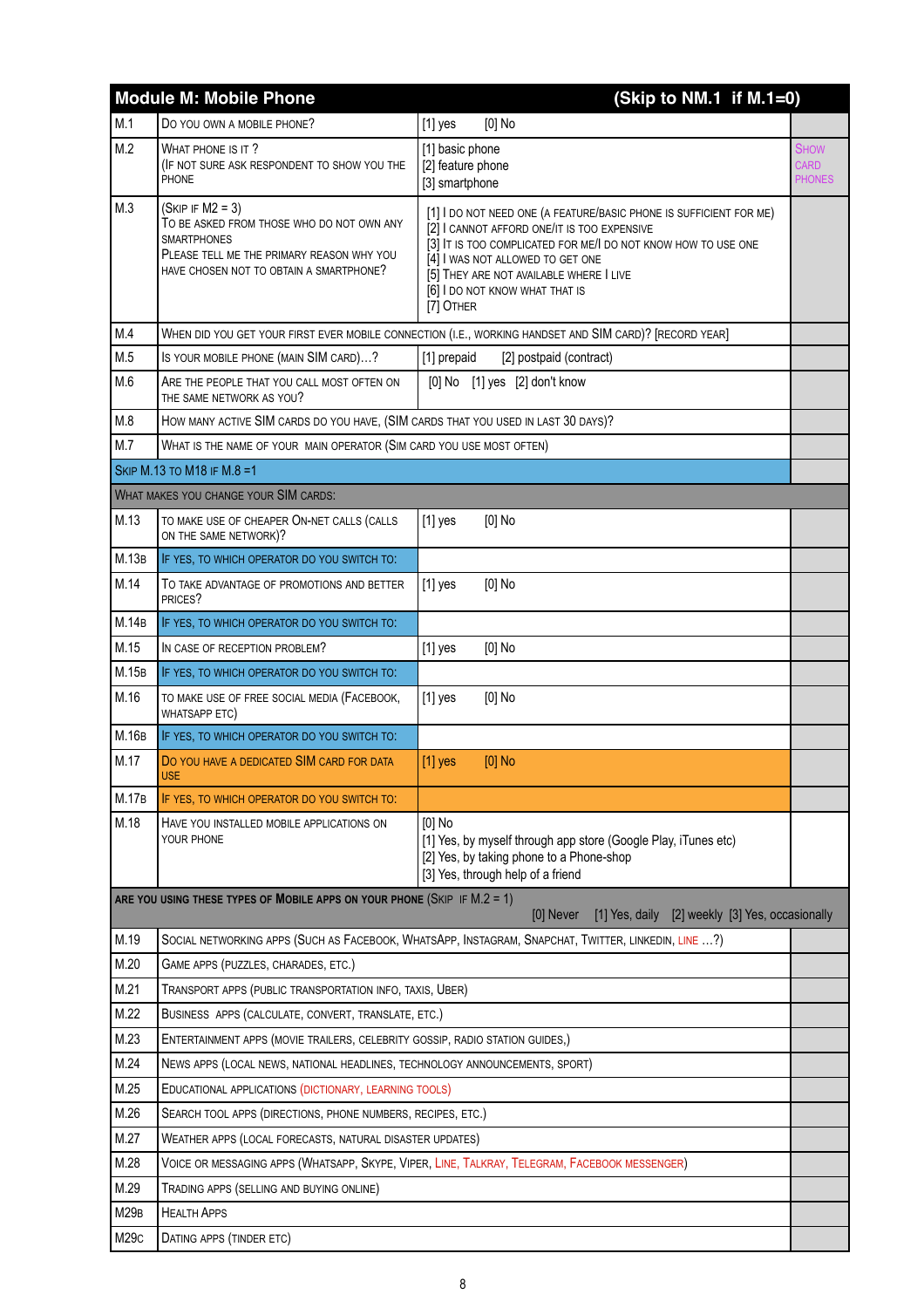| Module M: Mobile Phone | | | (Skip to NM.1 if M.1=0) |
|---|---|---|---|
| M.1 | Do you own a mobile phone? | [1] yes [0] No | |
| M.2 | What phone is it ?<br>(If not sure ask respondent to show you the phone | [1] basic phone<br>[2] feature phone<br>[3] smartphone | Show card phones |
| M.3 | (Skip if M2 = 3)<br>To be asked from those who do not own any smartphones<br>Please tell me the primary reason why you have chosen not to obtain a smartphone? | [1] I do not need one (a feature/basic phone is sufficient for me)<br>[2] I cannot afford one/it is too expensive<br>[3] It is too complicated for me/I do not know how to use one<br>[4] I was not allowed to get one<br>[5] They are not available where I live<br>[6] I do not know what that is<br>[7] Other | |
| M.4 | When did you get your first ever mobile connection (i.e., working handset and SIM card)? [record year] | | |
| M.5 | Is your mobile phone (main SIM card)…? | [1] prepaid [2] postpaid (contract) | |
| M.6 | Are the people that you call most often on the same network as you? | [0] No [1] yes [2] don't know | |
| M.8 | How many active SIM cards do you have, (SIM cards that you used in last 30 days)? | | |
| M.7 | What is the name of your main operator (Sim card you use most often) | | |
| Skip M.13 to M18 if M.8 =1 | | | |
| What makes you change your SIM cards: | | | |
| M.13 | To make use of cheaper On-net calls (calls on the same network)? | [1] yes [0] No | |
| M.13b | If yes, to which operator do you switch to: | | |
| M.14 | To take advantage of promotions and better prices? | [1] yes [0] No | |
| M.14b | If yes, to which operator do you switch to: | | |
| M.15 | In case of reception problem? | [1] yes [0] No | |
| M.15b | If yes, to which operator do you switch to: | | |
| M.16 | To make use of free social media (Facebook, Whatsapp etc) | [1] yes [0] No | |
| M.16b | If yes, to which operator do you switch to: | | |
| M.17 | Do you have a dedicated SIM card for data use | [1] yes [0] No | |
| M.17b | If yes, to which operator do you switch to: | | |
| M.18 | Have you installed mobile applications on your phone | [0] No<br>[1] Yes, by myself through app store (Google Play, iTunes etc)<br>[2] Yes, by taking phone to a Phone-shop<br>[3] Yes, through help of a friend | |
| **Are you using these types of Mobile apps on your phone** (Skip if M.2 = 1) | | [0] Never [1] Yes, daily [2] weekly [3] Yes, occasionally | |
| M.19 | Social networking apps (Such as Facebook, WhatsApp, Instagram, Snapchat, Twitter, LinkedIn, Line …?) | | |
| M.20 | Game apps (puzzles, charades, etc.) | | |
| M.21 | Transport apps (public transportation info, taxis, Uber) | | |
| M.22 | Business apps (calculate, convert, translate, etc.) | | |
| M.23 | Entertainment apps (movie trailers, celebrity gossip, radio station guides,) | | |
| M.24 | News apps (local news, national headlines, technology announcements, sport) | | |
| M.25 | Educational applications (dictionary, learning tools) | | |
| M.26 | Search tool apps (directions, phone numbers, recipes, etc.) | | |
| M.27 | Weather apps (local forecasts, natural disaster updates) | | |
| M.28 | Voice or messaging apps (WhatsApp, Skype, Viper, Line, Talkray, Telegram, Facebook messenger) | | |
| M.29 | Trading apps (selling and buying online) | | |
| M29b | Health Apps | | |
| M29c | Dating apps (Tinder etc) | | |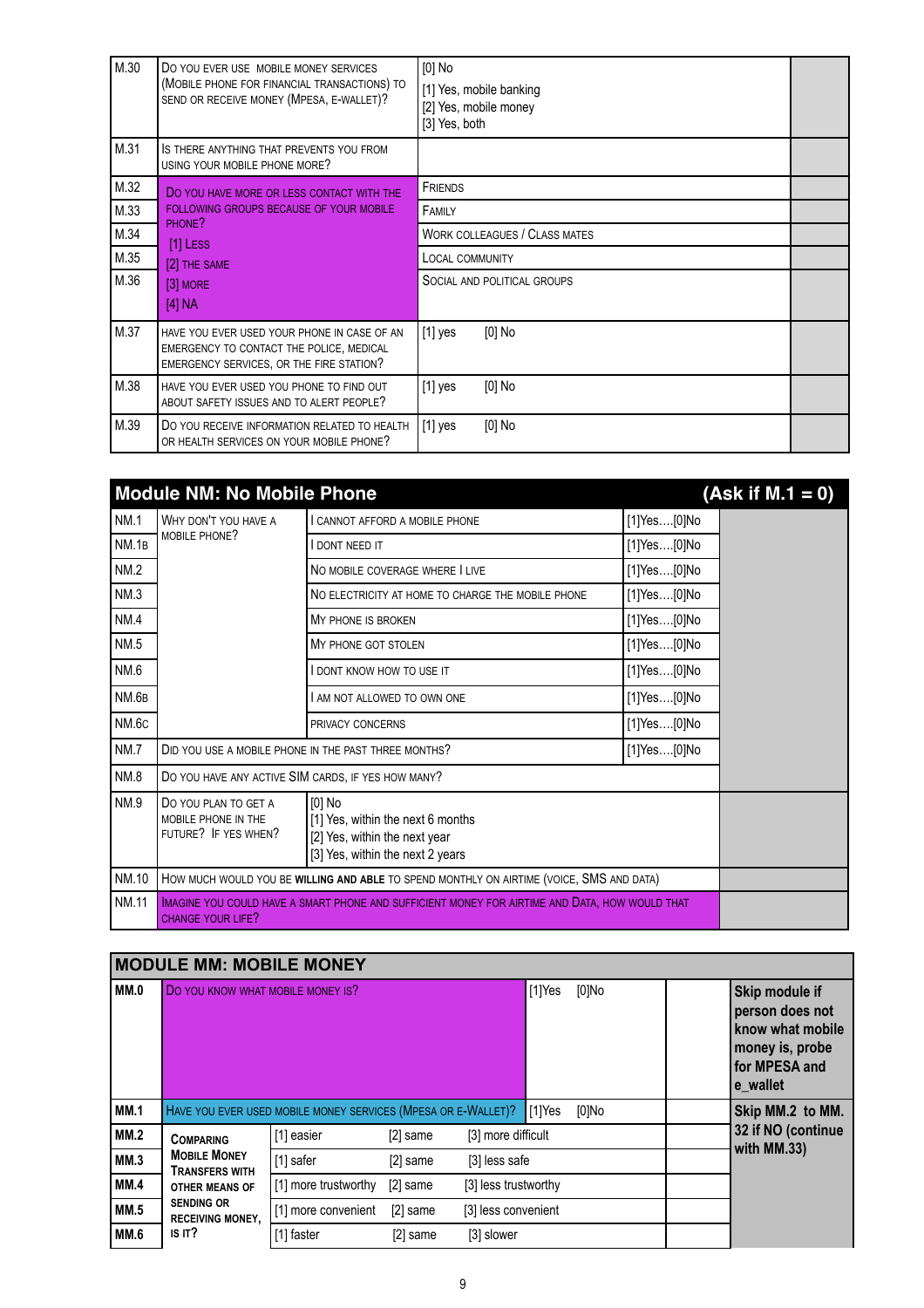| | | | |
|---|---|---|---|
| M.30 | DO YOU EVER USE MOBILE MONEY SERVICES (MOBILE PHONE FOR FINANCIAL TRANSACTIONS) TO SEND OR RECEIVE MONEY (MPESA, E-WALLET)? | [0] No<br>[1] Yes, mobile banking<br>[2] Yes, mobile money<br>[3] Yes, both | |
| M.31 | IS THERE ANYTHING THAT PREVENTS YOU FROM USING YOUR MOBILE PHONE MORE? | | |
| M.32 | DO YOU HAVE MORE OR LESS CONTACT WITH THE FOLLOWING GROUPS BECAUSE OF YOUR MOBILE PHONE?<br>[1] LESS<br>[2] THE SAME<br>[3] MORE<br>[4] NA | FRIENDS | |
| M.33 | | FAMILY | |
| M.34 | | WORK COLLEAGUES / CLASS MATES | |
| M.35 | | LOCAL COMMUNITY | |
| M.36 | | SOCIAL AND POLITICAL GROUPS | |
| M.37 | HAVE YOU EVER USED YOUR PHONE IN CASE OF AN EMERGENCY TO CONTACT THE POLICE, MEDICAL EMERGENCY SERVICES, OR THE FIRE STATION? | [1] yes [0] No | |
| M.38 | HAVE YOU EVER USED YOU PHONE TO FIND OUT ABOUT SAFETY ISSUES AND TO ALERT PEOPLE? | [1] yes [0] No | |
| M.39 | DO YOU RECEIVE INFORMATION RELATED TO HEALTH OR HEALTH SERVICES ON YOUR MOBILE PHONE? | [1] yes [0] No | |

## Module NM: No Mobile Phone (Ask if M.1 = 0)

| | | | | |
|---|---|---|---|---|
| NM.1 | WHY DON'T YOU HAVE A MOBILE PHONE? | I CANNOT AFFORD A MOBILE PHONE | [1]Yes….[0]No | |
| NM.1B | | I DONT NEED IT | [1]Yes….[0]No | |
| NM.2 | | NO MOBILE COVERAGE WHERE I LIVE | [1]Yes….[0]No | |
| NM.3 | | NO ELECTRICITY AT HOME TO CHARGE THE MOBILE PHONE | [1]Yes….[0]No | |
| NM.4 | | MY PHONE IS BROKEN | [1]Yes….[0]No | |
| NM.5 | | MY PHONE GOT STOLEN | [1]Yes….[0]No | |
| NM.6 | | I DONT KNOW HOW TO USE IT | [1]Yes….[0]No | |
| NM.6B | | I AM NOT ALLOWED TO OWN ONE | [1]Yes….[0]No | |
| NM.6C | | PRIVACY CONCERNS | [1]Yes….[0]No | |
| NM.7 | DID YOU USE A MOBILE PHONE IN THE PAST THREE MONTHS? | | [1]Yes….[0]No | |
| NM.8 | DO YOU HAVE ANY ACTIVE SIM CARDS, IF YES HOW MANY? | | | |
| NM.9 | DO YOU PLAN TO GET A MOBILE PHONE IN THE FUTURE? IF YES WHEN? | [0] No<br>[1] Yes, within the next 6 months<br>[2] Yes, within the next year<br>[3] Yes, within the next 2 years | | |
| NM.10 | HOW MUCH WOULD YOU BE **WILLING AND ABLE** TO SPEND MONTHLY ON AIRTIME (VOICE, SMS AND DATA) | | | |
| NM.11 | IMAGINE YOU COULD HAVE A SMART PHONE AND SUFFICIENT MONEY FOR AIRTIME AND DATA, HOW WOULD THAT CHANGE YOUR LIFE? | | | |

## MODULE MM: MOBILE MONEY

| | | | | | | |
|---|---|---|---|---|---|---|
| **MM.0** | DO YOU KNOW WHAT MOBILE MONEY IS? | | | [1]Yes [0]No | | **Skip module if person does not know what mobile money is, probe for MPESA and e_wallet** |
| **MM.1** | HAVE YOU EVER USED MOBILE MONEY SERVICES (MPESA OR E-WALLET)? | | | [1]Yes [0]No | | **Skip MM.2 to MM.32 if NO (continue with MM.33)** |
| **MM.2** | **COMPARING MOBILE MONEY TRANSFERS WITH OTHER MEANS OF SENDING OR RECEIVING MONEY, IS IT?** | [1] easier | [2] same | [3] more difficult | | |
| **MM.3** | | [1] safer | [2] same | [3] less safe | | |
| **MM.4** | | [1] more trustworthy | [2] same | [3] less trustworthy | | |
| **MM.5** | | [1] more convenient | [2] same | [3] less convenient | | |
| **MM.6** | | [1] faster | [2] same | [3] slower | | |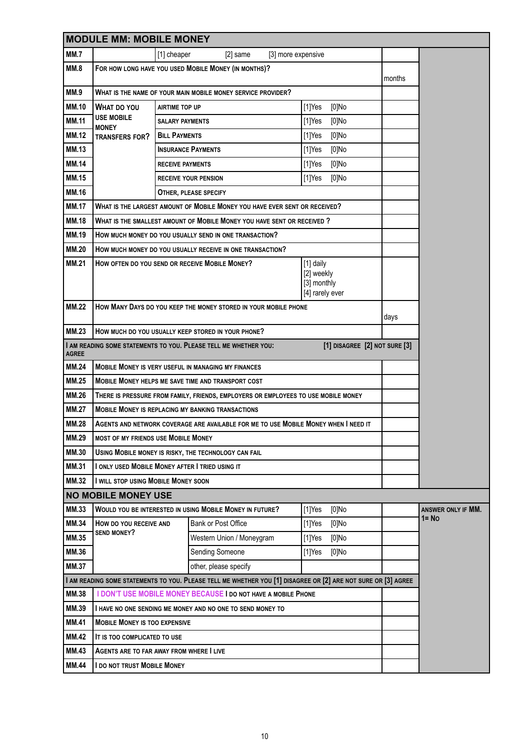## MODULE MM: MOBILE MONEY

| | | | | |
|---|---|---|---|---|
| MM.7 | | [1] cheaper [2] same [3] more expensive | | |
| MM.8 | FOR HOW LONG HAVE YOU USED MOBILE MONEY (IN MONTHS)? | | | months |
| MM.9 | WHAT IS THE NAME OF YOUR MAIN MOBILE MONEY SERVICE PROVIDER? | | | |
| MM.10 | WHAT DO YOU USE MOBILE MONEY TRANSFERS FOR? | AIRTIME TOP UP | [1]Yes [0]No | |
| MM.11 | | SALARY PAYMENTS | [1]Yes [0]No | |
| MM.12 | | BILL PAYMENTS | [1]Yes [0]No | |
| MM.13 | | INSURANCE PAYMENTS | [1]Yes [0]No | |
| MM.14 | | RECEIVE PAYMENTS | [1]Yes [0]No | |
| MM.15 | | RECEIVE YOUR PENSION | [1]Yes [0]No | |
| MM.16 | | OTHER, PLEASE SPECIFY | | |
| MM.17 | WHAT IS THE LARGEST AMOUNT OF MOBILE MONEY YOU HAVE EVER SENT OR RECEIVED? | | | |
| MM.18 | WHAT IS THE SMALLEST AMOUNT OF MOBILE MONEY YOU HAVE SENT OR RECEIVED ? | | | |
| MM.19 | HOW MUCH MONEY DO YOU USUALLY SEND IN ONE TRANSACTION? | | | |
| MM.20 | HOW MUCH MONEY DO YOU USUALLY RECEIVE IN ONE TRANSACTION? | | | |
| MM.21 | HOW OFTEN DO YOU SEND OR RECEIVE MOBILE MONEY? | | [1] daily<br>[2] weekly<br>[3] monthly<br>[4] rarely ever | |
| MM.22 | HOW MANY DAYS DO YOU KEEP THE MONEY STORED IN YOUR MOBILE PHONE | | | days |
| MM.23 | HOW MUCH DO YOU USUALLY KEEP STORED IN YOUR PHONE? | | | |
| I AM READING SOME STATEMENTS TO YOU. PLEASE TELL ME WHETHER YOU: [1] DISAGREE [2] NOT SURE [3] AGREE | | | | |
| MM.24 | MOBILE MONEY IS VERY USEFUL IN MANAGING MY FINANCES | | | |
| MM.25 | MOBILE MONEY HELPS ME SAVE TIME AND TRANSPORT COST | | | |
| MM.26 | THERE IS PRESSURE FROM FAMILY, FRIENDS, EMPLOYERS OR EMPLOYEES TO USE MOBILE MONEY | | | |
| MM.27 | MOBILE MONEY IS REPLACING MY BANKING TRANSACTIONS | | | |
| MM.28 | AGENTS AND NETWORK COVERAGE ARE AVAILABLE FOR ME TO USE MOBILE MONEY WHEN I NEED IT | | | |
| MM.29 | MOST OF MY FRIENDS USE MOBILE MONEY | | | |
| MM.30 | USING MOBILE MONEY IS RISKY, THE TECHNOLOGY CAN FAIL | | | |
| MM.31 | I ONLY USED MOBILE MONEY AFTER I TRIED USING IT | | | |
| MM.32 | I WILL STOP USING MOBILE MONEY SOON | | | |

## NO MOBILE MONEY USE

ANSWER ONLY IF MM.1= NO

| | | | | |
|---|---|---|---|---|
| MM.33 | WOULD YOU BE INTERESTED IN USING MOBILE MONEY IN FUTURE? | | [1]Yes [0]No | |
| MM.34 | HOW DO YOU RECEIVE AND SEND MONEY? | Bank or Post Office | [1]Yes [0]No | |
| MM.35 | | Western Union / Moneygram | [1]Yes [0]No | |
| MM.36 | | Sending Someone | [1]Yes [0]No | |
| MM.37 | | other, please specify | | |
| I AM READING SOME STATEMENTS TO YOU. PLEASE TELL ME WHETHER YOU [1] DISAGREE OR [2] ARE NOT SURE OR [3] AGREE | | | | |
| MM.38 | I DON'T USE MOBILE MONEY BECAUSE I DO NOT HAVE A MOBILE PHONE | | | |
| MM.39 | I HAVE NO ONE SENDING ME MONEY AND NO ONE TO SEND MONEY TO | | | |
| MM.41 | MOBILE MONEY IS TOO EXPENSIVE | | | |
| MM.42 | IT IS TOO COMPLICATED TO USE | | | |
| MM.43 | AGENTS ARE TO FAR AWAY FROM WHERE I LIVE | | | |
| MM.44 | I DO NOT TRUST MOBILE MONEY | | | |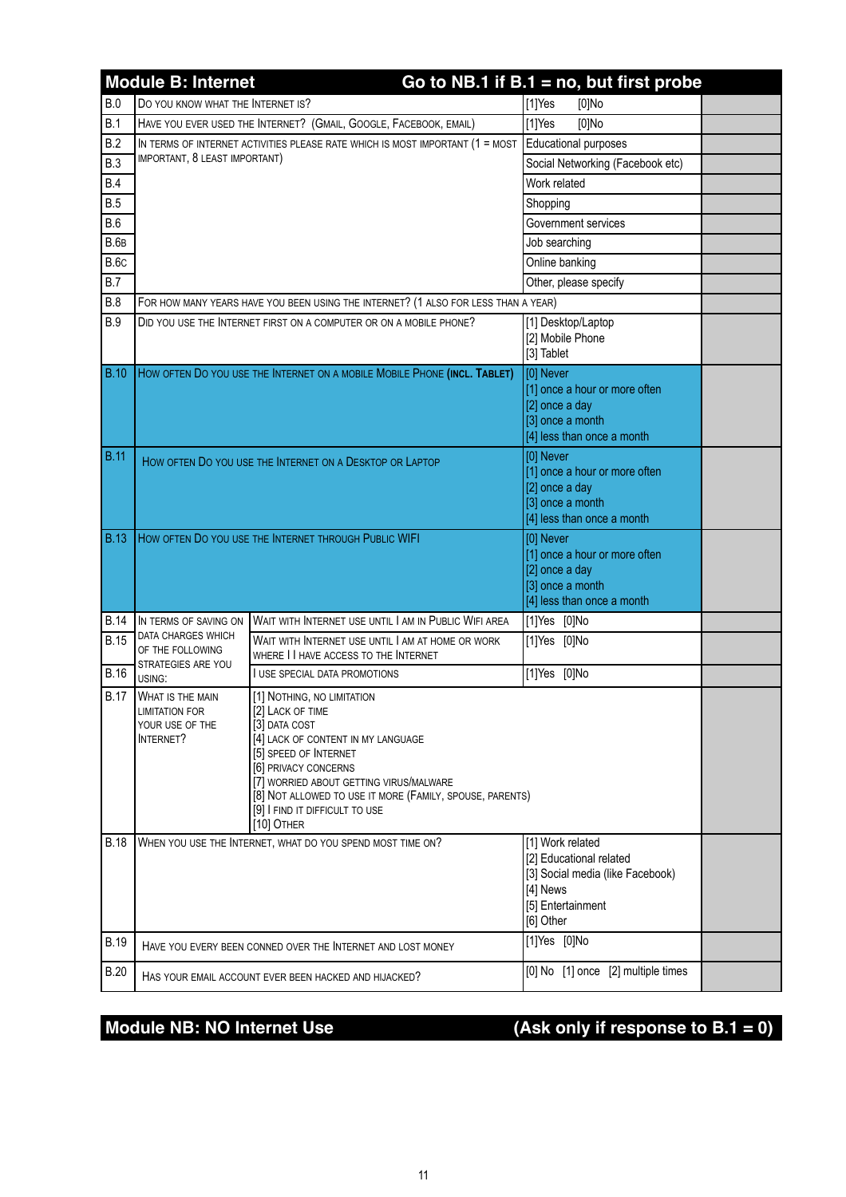| Module B: Internet | Go to NB.1 if B.1 = no, but first probe | | | |
|---|---|---|---|---|
| B.0 | Do you know what the Internet is? | | [1]Yes [0]No | |
| B.1 | Have you ever used the Internet? (Gmail, Google, Facebook, email) | | [1]Yes [0]No | |
| B.2 | In terms of Internet activities please rate which is most important (1 = most important, 8 least important) | | Educational purposes | |
| B.3 | | | Social Networking (Facebook etc) | |
| B.4 | | | Work related | |
| B.5 | | | Shopping | |
| B.6 | | | Government services | |
| B.6b | | | Job searching | |
| B.6c | | | Online banking | |
| B.7 | | | Other, please specify | |
| B.8 | For how many years have you been using the Internet? (1 also for less than a year) | | | |
| B.9 | Did you use the Internet first on a computer or on a mobile phone? | | [1] Desktop/Laptop<br>[2] Mobile Phone<br>[3] Tablet | |
| B.10 | How often Do you use the Internet on a mobile Mobile Phone (incl. Tablet) | | [0] Never<br>[1] once a hour or more often<br>[2] once a day<br>[3] once a month<br>[4] less than once a month | |
| B.11 | How often Do you use the Internet on a Desktop or Laptop | | [0] Never<br>[1] once a hour or more often<br>[2] once a day<br>[3] once a month<br>[4] less than once a month | |
| B.13 | How often Do you use the Internet through Public WIFI | | [0] Never<br>[1] once a hour or more often<br>[2] once a day<br>[3] once a month<br>[4] less than once a month | |
| B.14 | In terms of saving on data charges which of the following strategies are you using: | Wait with Internet use until I am in Public Wifi area | [1]Yes [0]No | |
| B.15 | | Wait with Internet use until I am at home or work where I I have access to the Internet | [1]Yes [0]No | |
| B.16 | | I use special data promotions | [1]Yes [0]No | |
| B.17 | What is the main limitation for your use of the Internet? | [1] Nothing, no limitation<br>[2] Lack of time<br>[3] data cost<br>[4] lack of content in my language<br>[5] speed of Internet<br>[6] privacy concerns<br>[7] worried about getting virus/malware<br>[8] Not allowed to use it more (family, spouse, parents)<br>[9] I find it difficult to use<br>[10] Other | | |
| B.18 | When you use the Internet, what do you spend most time on? | | [1] Work related<br>[2] Educational related<br>[3] Social media (like Facebook)<br>[4] News<br>[5] Entertainment<br>[6] Other | |
| B.19 | Have you every been conned over the Internet and lost money | | [1]Yes [0]No | |
| B.20 | Has your email account ever been hacked and hijacked? | | [0] No [1] once [2] multiple times | |

## Module NB: NO Internet Use (Ask only if response to B.1 = 0)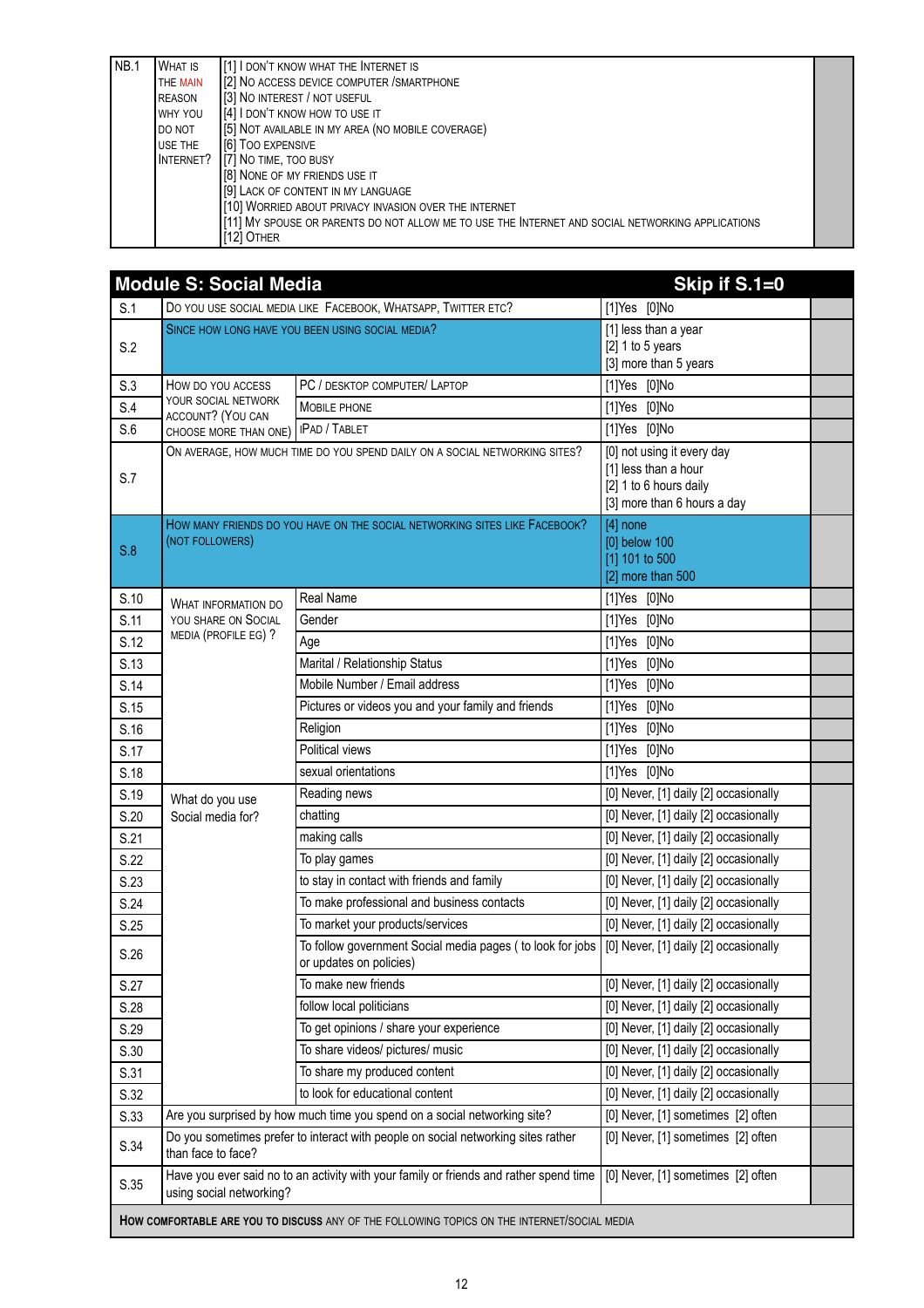| NB.1 | What is the main reason why you do not use the Internet? | [1] I don't know what the Internet is<br>[2] No access device computer /smartphone<br>[3] No interest / not useful<br>[4] I don't know how to use it<br>[5] Not available in my area (no mobile coverage)<br>[6] Too expensive<br>[7] No time, too busy<br>[8] None of my friends use it<br>[9] Lack of content in my language<br>[10] Worried about privacy invasion over the Internet<br>[11] My spouse or parents do not allow me to use the Internet and social networking applications<br>[12] Other | |
|---|---|---|---|

## Module S: Social Media — Skip if S.1=0

| | | | | |
|---|---|---|---|---|
| S.1 | Do you use social media like Facebook, WhatsApp, Twitter etc? | | [1]Yes [0]No | |
| S.2 | Since how long have you been using social media? | | [1] less than a year<br>[2] 1 to 5 years<br>[3] more than 5 years | |
| S.3 | How do you access your social network account? (You can choose more than one) | PC / desktop computer/ Laptop | [1]Yes [0]No | |
| S.4 | | Mobile phone | [1]Yes [0]No | |
| S.6 | | iPad / Tablet | [1]Yes [0]No | |
| S.7 | On average, how much time do you spend daily on a social networking sites? | | [0] not using it every day<br>[1] less than a hour<br>[2] 1 to 6 hours daily<br>[3] more than 6 hours a day | |
| S.8 | How many friends do you have on the social networking sites like Facebook? (not followers) | | [4] none<br>[0] below 100<br>[1] 101 to 500<br>[2] more than 500 | |
| S.10 | What information do you share on Social media (profile eg) ? | Real Name | [1]Yes [0]No | |
| S.11 | | Gender | [1]Yes [0]No | |
| S.12 | | Age | [1]Yes [0]No | |
| S.13 | | Marital / Relationship Status | [1]Yes [0]No | |
| S.14 | | Mobile Number / Email address | [1]Yes [0]No | |
| S.15 | | Pictures or videos you and your family and friends | [1]Yes [0]No | |
| S.16 | | Religion | [1]Yes [0]No | |
| S.17 | | Political views | [1]Yes [0]No | |
| S.18 | | sexual orientations | [1]Yes [0]No | |
| S.19 | What do you use Social media for? | Reading news | [0] Never, [1] daily [2] occasionally | |
| S.20 | | chatting | [0] Never, [1] daily [2] occasionally | |
| S.21 | | making calls | [0] Never, [1] daily [2] occasionally | |
| S.22 | | To play games | [0] Never, [1] daily [2] occasionally | |
| S.23 | | to stay in contact with friends and family | [0] Never, [1] daily [2] occasionally | |
| S.24 | | To make professional and business contacts | [0] Never, [1] daily [2] occasionally | |
| S.25 | | To market your products/services | [0] Never, [1] daily [2] occasionally | |
| S.26 | | To follow government Social media pages ( to look for jobs or updates on policies) | [0] Never, [1] daily [2] occasionally | |
| S.27 | | To make new friends | [0] Never, [1] daily [2] occasionally | |
| S.28 | | follow local politicians | [0] Never, [1] daily [2] occasionally | |
| S.29 | | To get opinions / share your experience | [0] Never, [1] daily [2] occasionally | |
| S.30 | | To share videos/ pictures/ music | [0] Never, [1] daily [2] occasionally | |
| S.31 | | To share my produced content | [0] Never, [1] daily [2] occasionally | |
| S.32 | | to look for educational content | [0] Never, [1] daily [2] occasionally | |
| S.33 | Are you surprised by how much time you spend on a social networking site? | | [0] Never, [1] sometimes [2] often | |
| S.34 | Do you sometimes prefer to interact with people on social networking sites rather than face to face? | | [0] Never, [1] sometimes [2] often | |
| S.35 | Have you ever said no to an activity with your family or friends and rather spend time using social networking? | | [0] Never, [1] sometimes [2] often | |

**How comfortable are you to discuss** any of the following topics on the Internet/social media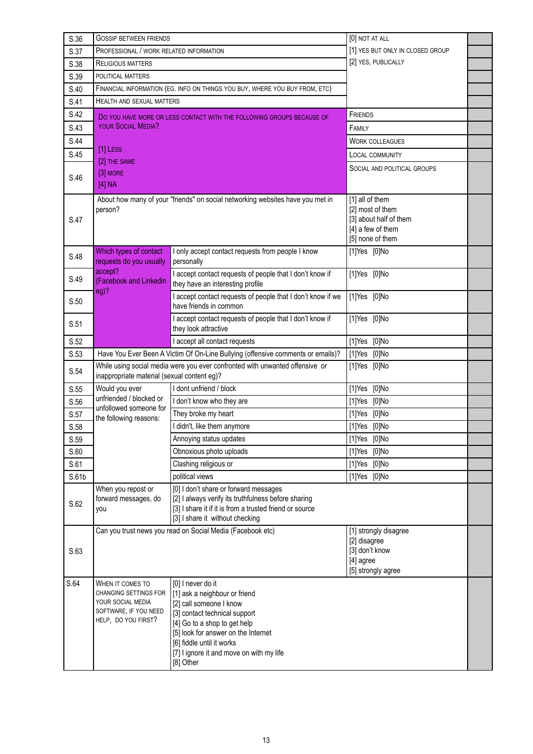| | | | | |
|---|---|---|---|---|
| S.36 | GOSSIP BETWEEN FRIENDS | | [0] NOT AT ALL | |
| S.37 | PROFESSIONAL / WORK RELATED INFORMATION | | [1] YES BUT ONLY IN CLOSED GROUP | |
| S.38 | RELIGIOUS MATTERS | | [2] YES, PUBLICALLY | |
| S.39 | POLITICAL MATTERS | | | |
| S.40 | FINANCIAL INFORMATION (EG. INFO ON THINGS YOU BUY, WHERE YOU BUY FROM, ETC) | | | |
| S.41 | HEALTH AND SEXUAL MATTERS | | | |
| S.42 | DO YOU HAVE MORE OR LESS CONTACT WITH THE FOLLOWING GROUPS BECAUSE OF YOUR SOCIAL MEDIA?<br><br>[1] LESS<br>[2] THE SAME<br>[3] MORE<br>[4] NA | | FRIENDS | |
| S.43 | | | FAMILY | |
| S.44 | | | WORK COLLEAGUES | |
| S.45 | | | LOCAL COMMUNITY | |
| S.46 | | | SOCIAL AND POLITICAL GROUPS | |
| S.47 | About how many of your "friends" on social networking websites have you met in person? | | [1] all of them<br>[2] most of them<br>[3] about half of them<br>[4] a few of them<br>[5] none of them | |
| S.48 | Which types of contact requests do you usually accept? (Facebook and Linkedin eg)? | I only accept contact requests from people I know personally | [1]Yes [0]No | |
| S.49 | | I accept contact requests of people that I don't know if they have an interesting profile | [1]Yes [0]No | |
| S.50 | | I accept contact requests of people that I don't know if we have friends in common | [1]Yes [0]No | |
| S.51 | | I accept contact requests of people that I don't know if they look attractive | [1]Yes [0]No | |
| S.52 | | I accept all contact requests | [1]Yes [0]No | |
| S.53 | Have You Ever Been A Victim Of On-Line Bullying (offensive comments or emails)? | | [1]Yes [0]No | |
| S.54 | While using social media were you ever confronted with unwanted offensive or inappropriate material (sexual content eg)? | | [1]Yes [0]No | |
| S.55 | Would you ever unfriended / blocked or unfollowed someone for the following reasons: | I dont unfriend / block | [1]Yes [0]No | |
| S.56 | | I don't know who they are | [1]Yes [0]No | |
| S.57 | | They broke my heart | [1]Yes [0]No | |
| S.58 | | I didn't, like them anymore | [1]Yes [0]No | |
| S.59 | | Annoying status updates | [1]Yes [0]No | |
| S.60 | | Obnoxious photo uploads | [1]Yes [0]No | |
| S.61 | | Clashing religious or | [1]Yes [0]No | |
| S.61b | | political views | [1]Yes [0]No | |
| S.62 | When you repost or forward messages, do you | [0] I don't share or forward messages<br>[2] I always verify its truthfulness before sharing<br>[3] I share it if it is from a trusted friend or source<br>[3] I share it without checking | | |
| S.63 | Can you trust news you read on Social Media (Facebook etc) | | [1] strongly disagree<br>[2] disagree<br>[3] don't know<br>[4] agree<br>[5] strongly agree | |
| S.64 | WHEN IT COMES TO CHANGING SETTINGS FOR YOUR SOCIAL MEDIA SOFTWARE, IF YOU NEED HELP, DO YOU FIRST? | [0] I never do it<br>[1] ask a neighbour or friend<br>[2] call someone I know<br>[3] contact technical support<br>[4] Go to a shop to get help<br>[5] look for answer on the Internet<br>[6] fiddle until it works<br>[7] I ignore it and move on with my life<br>[8] Other | | |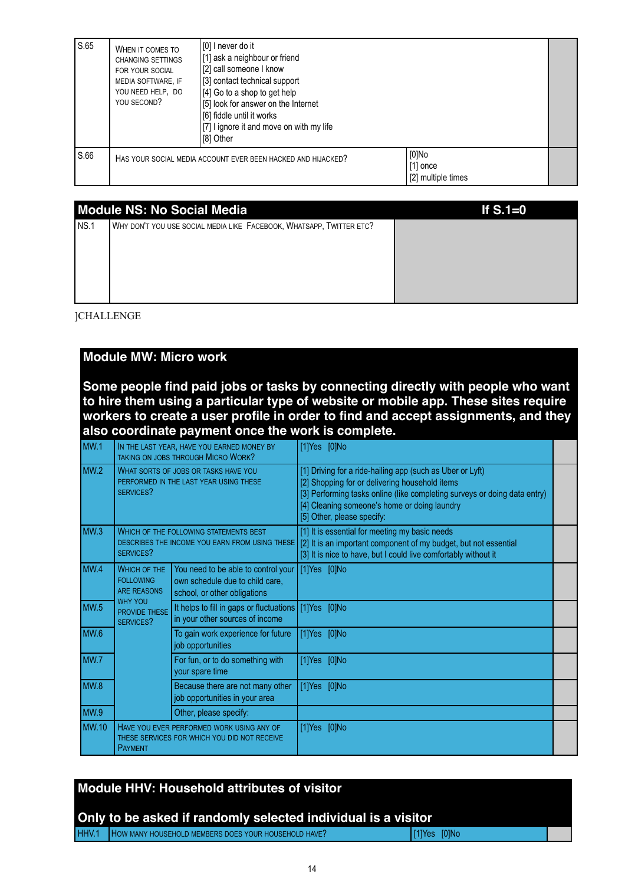| | | | |
|---|---|---|---|
| S.65 | When it comes to changing settings for your social media software, if you need help, do you second? | [0] I never do it<br>[1] ask a neighbour or friend<br>[2] call someone I know<br>[3] contact technical support<br>[4] Go to a shop to get help<br>[5] look for answer on the Internet<br>[6] fiddle until it works<br>[7] I ignore it and move on with my life<br>[8] Other | |
| S.66 | Has your social media account ever been hacked and hijacked? | [0]No<br>[1] once<br>[2] multiple times | |

## Module NS: No Social Media — If S.1=0

| | | |
|---|---|---|
| NS.1 | Why don't you use social media like Facebook, Whatsapp, Twitter etc? | |

]CHALLENGE

## Module MW: Micro work

**Some people find paid jobs or tasks by connecting directly with people who want to hire them using a particular type of website or mobile app. These sites require workers to create a user profile in order to find and accept assignments, and they also coordinate payment once the work is complete.**

| | | | | |
|---|---|---|---|---|
| MW.1 | In the last year, have you earned money by taking on jobs through Micro Work? | | [1]Yes [0]No | |
| MW.2 | What sorts of jobs or tasks have you performed in the last year using these services? | | [1] Driving for a ride-hailing app (such as Uber or Lyft)<br>[2] Shopping for or delivering household items<br>[3] Performing tasks online (like completing surveys or doing data entry)<br>[4] Cleaning someone's home or doing laundry<br>[5] Other, please specify: | |
| MW.3 | Which of the following statements best describes the income you earn from using these services? | | [1] It is essential for meeting my basic needs<br>[2] It is an important component of my budget, but not essential<br>[3] It is nice to have, but I could live comfortably without it | |
| MW.4 | Which of the following are reasons why you provide these services? | You need to be able to control your own schedule due to child care, school, or other obligations | [1]Yes [0]No | |
| MW.5 | | It helps to fill in gaps or fluctuations in your other sources of income | [1]Yes [0]No | |
| MW.6 | | To gain work experience for future job opportunities | [1]Yes [0]No | |
| MW.7 | | For fun, or to do something with your spare time | [1]Yes [0]No | |
| MW.8 | | Because there are not many other job opportunities in your area | [1]Yes [0]No | |
| MW.9 | | Other, please specify: | | |
| MW.10 | Have you ever performed work using any of these services for which you did not receive Payment | | [1]Yes [0]No | |

## Module HHV: Household attributes of visitor

**Only to be asked if randomly selected individual is a visitor**

| | | | |
|---|---|---|---|
| HHV.1 | How many household members does your household have? | [1]Yes [0]No | |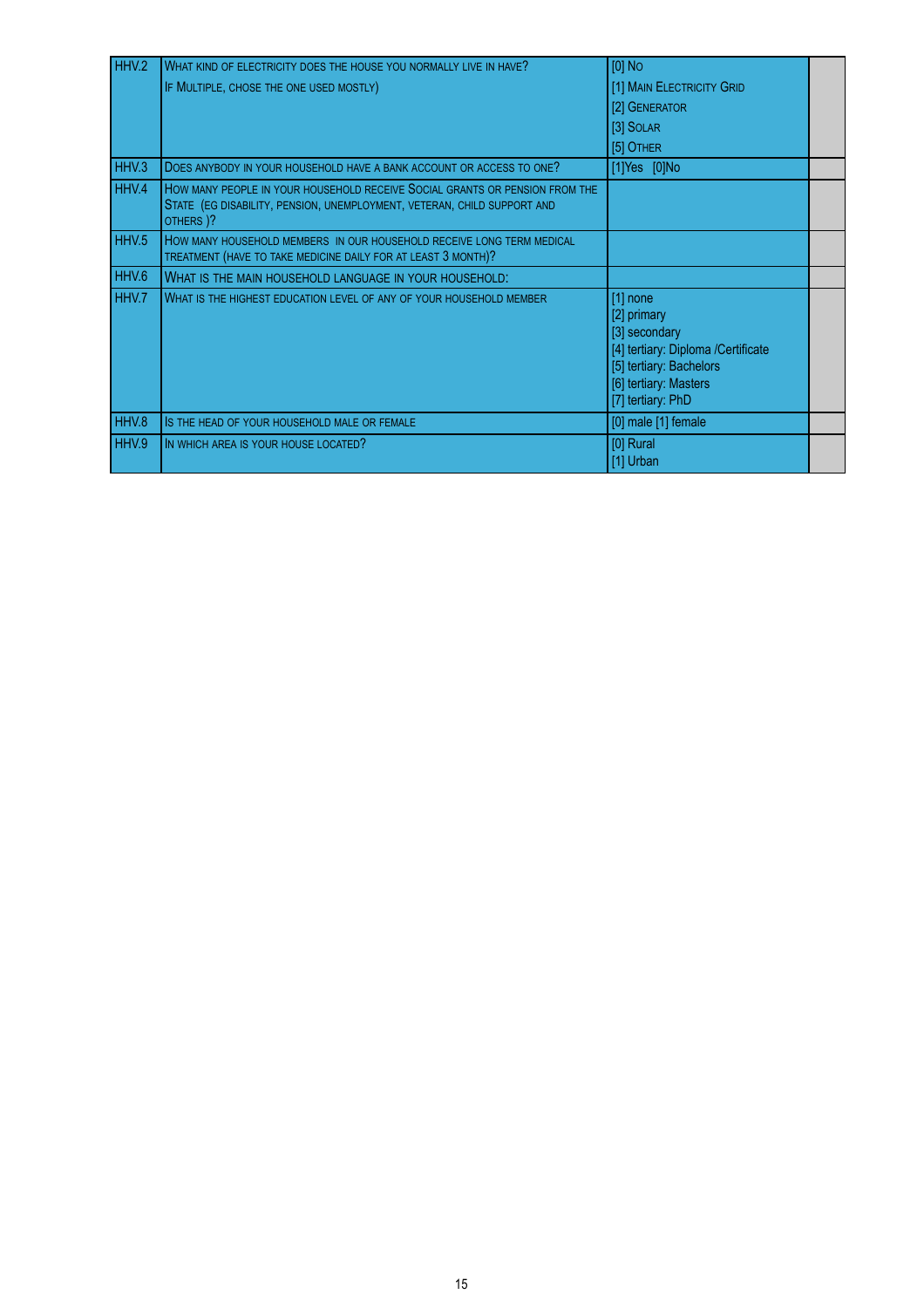| | | | |
|---|---|---|---|
| HHV.2 | WHAT KIND OF ELECTRICITY DOES THE HOUSE YOU NORMALLY LIVE IN HAVE?<br>IF MULTIPLE, CHOSE THE ONE USED MOSTLY) | [0] NO<br>[1] MAIN ELECTRICITY GRID<br>[2] GENERATOR<br>[3] SOLAR<br>[5] OTHER | |
| HHV.3 | DOES ANYBODY IN YOUR HOUSEHOLD HAVE A BANK ACCOUNT OR ACCESS TO ONE? | [1]Yes [0]No | |
| HHV.4 | HOW MANY PEOPLE IN YOUR HOUSEHOLD RECEIVE SOCIAL GRANTS OR PENSION FROM THE STATE (EG DISABILITY, PENSION, UNEMPLOYMENT, VETERAN, CHILD SUPPORT AND OTHERS )? | | |
| HHV.5 | HOW MANY HOUSEHOLD MEMBERS IN OUR HOUSEHOLD RECEIVE LONG TERM MEDICAL TREATMENT (HAVE TO TAKE MEDICINE DAILY FOR AT LEAST 3 MONTH)? | | |
| HHV.6 | WHAT IS THE MAIN HOUSEHOLD LANGUAGE IN YOUR HOUSEHOLD: | | |
| HHV.7 | WHAT IS THE HIGHEST EDUCATION LEVEL OF ANY OF YOUR HOUSEHOLD MEMBER | [1] none<br>[2] primary<br>[3] secondary<br>[4] tertiary: Diploma /Certificate<br>[5] tertiary: Bachelors<br>[6] tertiary: Masters<br>[7] tertiary: PhD | |
| HHV.8 | IS THE HEAD OF YOUR HOUSEHOLD MALE OR FEMALE | [0] male [1] female | |
| HHV.9 | IN WHICH AREA IS YOUR HOUSE LOCATED? | [0] Rural<br>[1] Urban | |